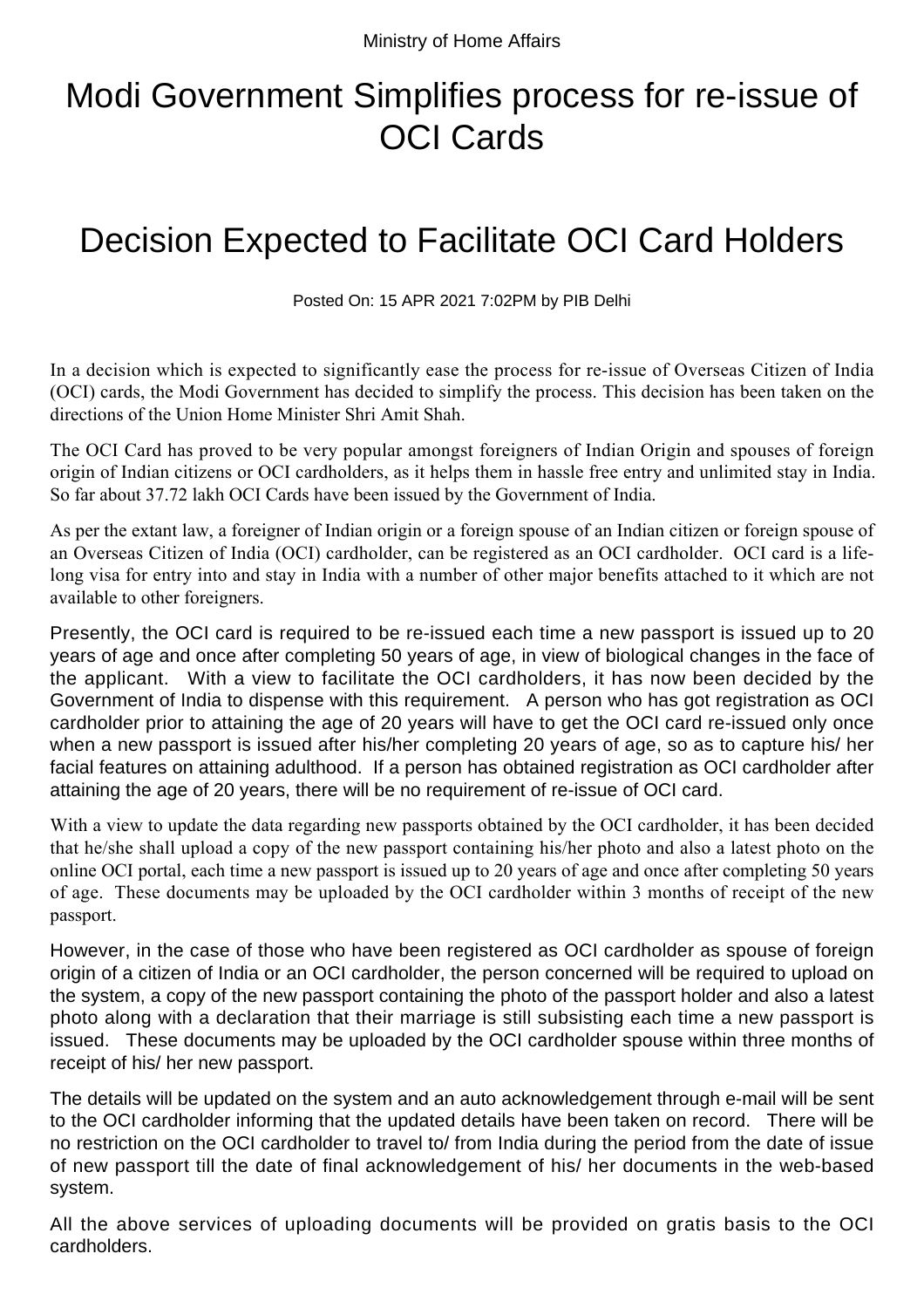Ministry of Home Affairs

# Modi Government Simplifies process for re-issue of OCI Cards

# Decision Expected to Facilitate OCI Card Holders

Posted On: 15 APR 2021 7:02PM by PIB Delhi

In a decision which is expected to significantly ease the process for re-issue of Overseas Citizen of India (OCI) cards, the Modi Government has decided to simplify the process. This decision has been taken on the directions of the Union Home Minister Shri Amit Shah.

The OCI Card has proved to be very popular amongst foreigners of Indian Origin and spouses of foreign origin of Indian citizens or OCI cardholders, as it helps them in hassle free entry and unlimited stay in India. So far about 37.72 lakh OCI Cards have been issued by the Government of India.

As per the extant law, a foreigner of Indian origin or a foreign spouse of an Indian citizen or foreign spouse of an Overseas Citizen of India (OCI) cardholder, can be registered as an OCI cardholder. OCI card is a life-long visa for entry into and stay in India with a number of other major benefits attached to it which are not available to other foreigners.

Presently, the OCI card is required to be re-issued each time a new passport is issued up to 20 years of age and once after completing 50 years of age, in view of biological changes in the face of the applicant. With a view to facilitate the OCI cardholders, it has now been decided by the Government of India to dispense with this requirement. A person who has got registration as OCI cardholder prior to attaining the age of 20 years will have to get the OCI card re-issued only once when a new passport is issued after his/her completing 20 years of age, so as to capture his/ her facial features on attaining adulthood. If a person has obtained registration as OCI cardholder after attaining the age of 20 years, there will be no requirement of re-issue of OCI card.

With a view to update the data regarding new passports obtained by the OCI cardholder, it has been decided that he/she shall upload a copy of the new passport containing his/her photo and also a latest photo on the online OCI portal, each time a new passport is issued up to 20 years of age and once after completing 50 years of age. These documents may be uploaded by the OCI cardholder within 3 months of receipt of the new passport.

However, in the case of those who have been registered as OCI cardholder as spouse of foreign origin of a citizen of India or an OCI cardholder, the person concerned will be required to upload on the system, a copy of the new passport containing the photo of the passport holder and also a latest photo along with a declaration that their marriage is still subsisting each time a new passport is issued. These documents may be uploaded by the OCI cardholder spouse within three months of receipt of his/ her new passport.

The details will be updated on the system and an auto acknowledgement through e-mail will be sent to the OCI cardholder informing that the updated details have been taken on record. There will be no restriction on the OCI cardholder to travel to/ from India during the period from the date of issue of new passport till the date of final acknowledgement of his/ her documents in the web-based system.

All the above services of uploading documents will be provided on gratis basis to the OCI cardholders.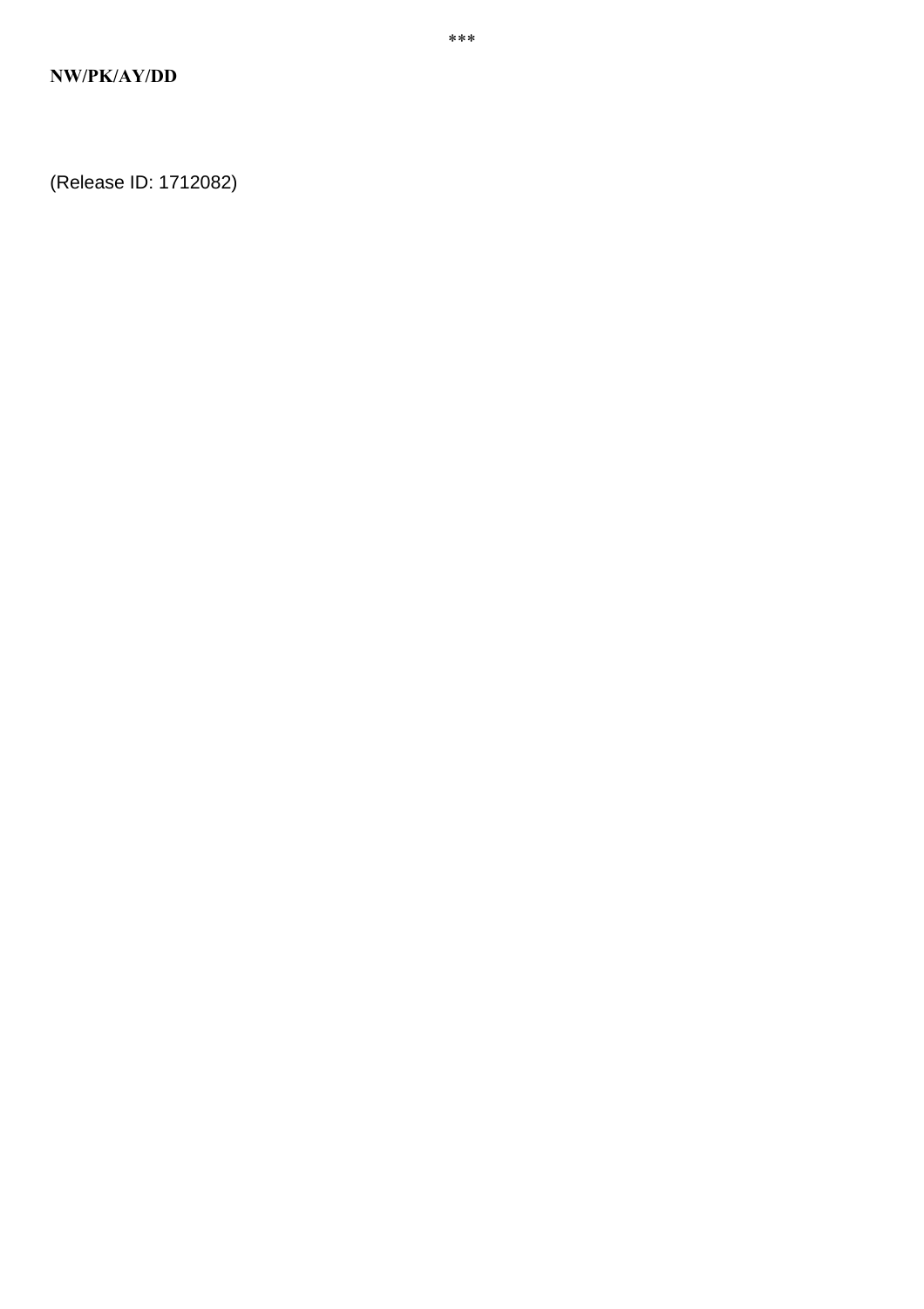***

**NW/PK/AY/DD**

(Release ID: 1712082)